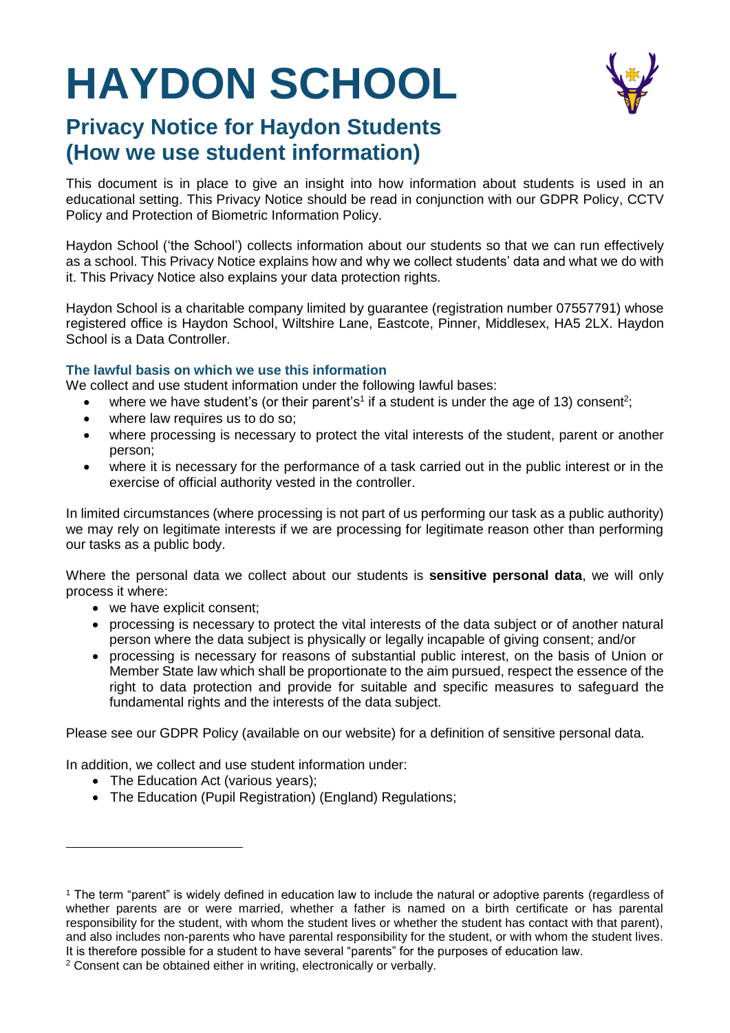# HAYDON SCHOOL

## Privacy Notice for Haydon Students (How we use student information)

This document is in place to give an insight into how information about students is used in an educational setting. This Privacy Notice should be read in conjunction with our GDPR Policy, CCTV Policy and Protection of Biometric Information Policy.

Haydon School ('the School') collects information about our students so that we can run effectively as a school. This Privacy Notice explains how and why we collect students' data and what we do with it. This Privacy Notice also explains your data protection rights.

Haydon School is a charitable company limited by guarantee (registration number 07557791) whose registered office is Haydon School, Wiltshire Lane, Eastcote, Pinner, Middlesex, HA5 2LX. Haydon School is a Data Controller.

### The lawful basis on which we use this information

We collect and use student information under the following lawful bases:

- where we have student's (or their parent's[1] if a student is under the age of 13) consent[2];
- where law requires us to do so;
- where processing is necessary to protect the vital interests of the student, parent or another person;
- where it is necessary for the performance of a task carried out in the public interest or in the exercise of official authority vested in the controller.

In limited circumstances (where processing is not part of us performing our task as a public authority) we may rely on legitimate interests if we are processing for legitimate reason other than performing our tasks as a public body.

Where the personal data we collect about our students is **sensitive personal data**, we will only process it where:

- we have explicit consent;
- processing is necessary to protect the vital interests of the data subject or of another natural person where the data subject is physically or legally incapable of giving consent; and/or
- processing is necessary for reasons of substantial public interest, on the basis of Union or Member State law which shall be proportionate to the aim pursued, respect the essence of the right to data protection and provide for suitable and specific measures to safeguard the fundamental rights and the interests of the data subject.

Please see our GDPR Policy (available on our website) for a definition of sensitive personal data.

In addition, we collect and use student information under:

- The Education Act (various years);
- The Education (Pupil Registration) (England) Regulations;

---

[1] The term "parent" is widely defined in education law to include the natural or adoptive parents (regardless of whether parents are or were married, whether a father is named on a birth certificate or has parental responsibility for the student, with whom the student lives or whether the student has contact with that parent), and also includes non-parents who have parental responsibility for the student, or with whom the student lives. It is therefore possible for a student to have several "parents" for the purposes of education law.

[2] Consent can be obtained either in writing, electronically or verbally.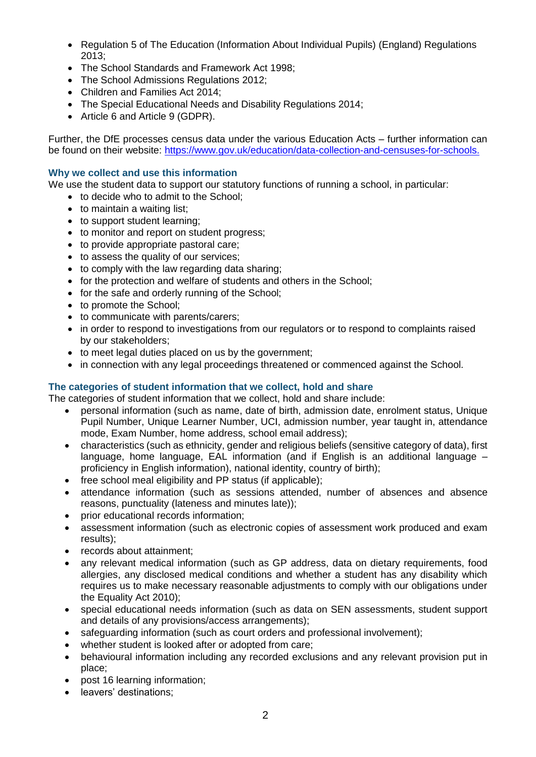- Regulation 5 of The Education (Information About Individual Pupils) (England) Regulations 2013;
- The School Standards and Framework Act 1998;
- The School Admissions Regulations 2012;
- Children and Families Act 2014;
- The Special Educational Needs and Disability Regulations 2014;
- Article 6 and Article 9 (GDPR).

Further, the DfE processes census data under the various Education Acts – further information can be found on their website: [https://www.gov.uk/education/data-collection-and-censuses-for-schools.](https://www.gov.uk/education/data-collection-and-censuses-for-schools)

### Why we collect and use this information

We use the student data to support our statutory functions of running a school, in particular:

- to decide who to admit to the School;
- to maintain a waiting list;
- to support student learning;
- to monitor and report on student progress;
- to provide appropriate pastoral care;
- to assess the quality of our services;
- to comply with the law regarding data sharing;
- for the protection and welfare of students and others in the School;
- for the safe and orderly running of the School;
- to promote the School;
- to communicate with parents/carers;
- in order to respond to investigations from our regulators or to respond to complaints raised by our stakeholders;
- to meet legal duties placed on us by the government;
- in connection with any legal proceedings threatened or commenced against the School.

### The categories of student information that we collect, hold and share

The categories of student information that we collect, hold and share include:

- personal information (such as name, date of birth, admission date, enrolment status, Unique Pupil Number, Unique Learner Number, UCI, admission number, year taught in, attendance mode, Exam Number, home address, school email address);
- characteristics (such as ethnicity, gender and religious beliefs (sensitive category of data), first language, home language, EAL information (and if English is an additional language – proficiency in English information), national identity, country of birth);
- free school meal eligibility and PP status (if applicable);
- attendance information (such as sessions attended, number of absences and absence reasons, punctuality (lateness and minutes late));
- prior educational records information;
- assessment information (such as electronic copies of assessment work produced and exam results);
- records about attainment;
- any relevant medical information (such as GP address, data on dietary requirements, food allergies, any disclosed medical conditions and whether a student has any disability which requires us to make necessary reasonable adjustments to comply with our obligations under the Equality Act 2010);
- special educational needs information (such as data on SEN assessments, student support and details of any provisions/access arrangements);
- safeguarding information (such as court orders and professional involvement);
- whether student is looked after or adopted from care;
- behavioural information including any recorded exclusions and any relevant provision put in place;
- post 16 learning information;
- leavers' destinations;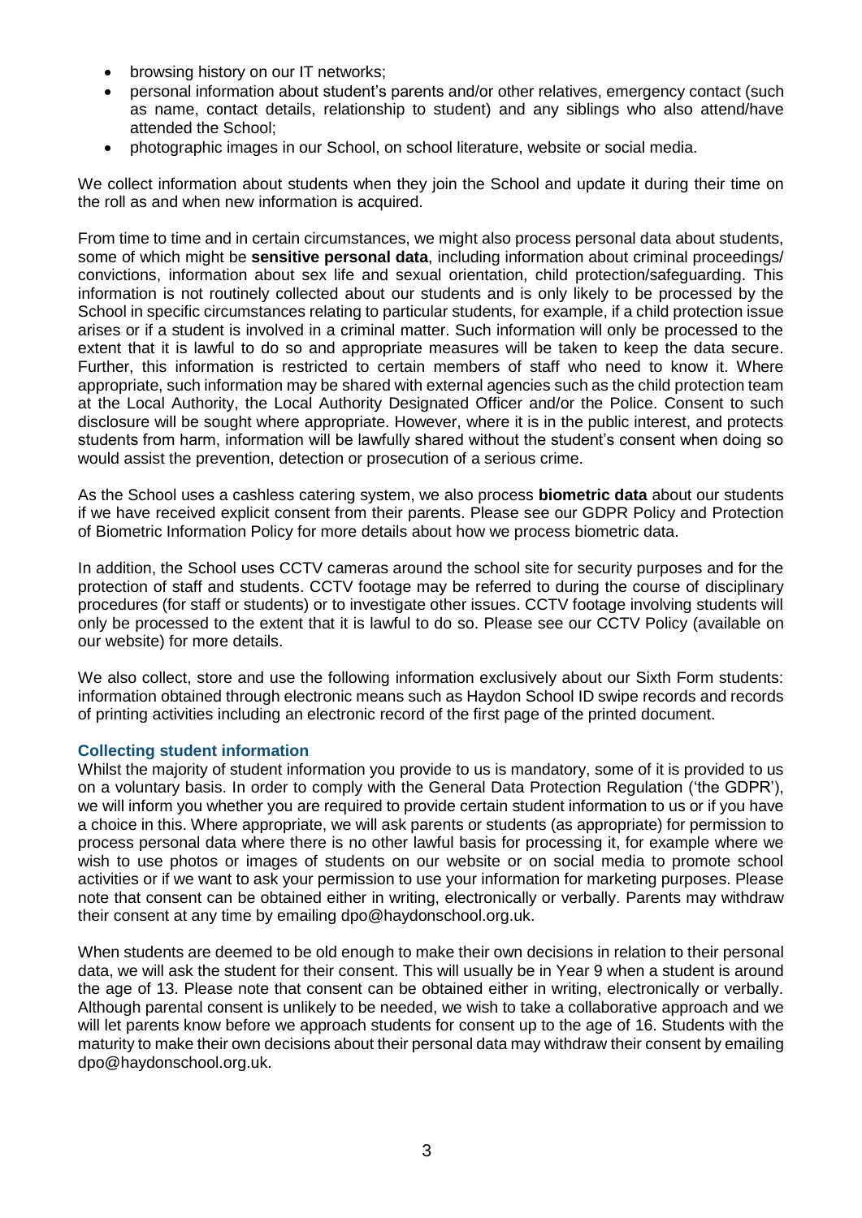- browsing history on our IT networks;
- personal information about student's parents and/or other relatives, emergency contact (such as name, contact details, relationship to student) and any siblings who also attend/have attended the School;
- photographic images in our School, on school literature, website or social media.

We collect information about students when they join the School and update it during their time on the roll as and when new information is acquired.

From time to time and in certain circumstances, we might also process personal data about students, some of which might be **sensitive personal data**, including information about criminal proceedings/ convictions, information about sex life and sexual orientation, child protection/safeguarding. This information is not routinely collected about our students and is only likely to be processed by the School in specific circumstances relating to particular students, for example, if a child protection issue arises or if a student is involved in a criminal matter. Such information will only be processed to the extent that it is lawful to do so and appropriate measures will be taken to keep the data secure. Further, this information is restricted to certain members of staff who need to know it. Where appropriate, such information may be shared with external agencies such as the child protection team at the Local Authority, the Local Authority Designated Officer and/or the Police. Consent to such disclosure will be sought where appropriate. However, where it is in the public interest, and protects students from harm, information will be lawfully shared without the student's consent when doing so would assist the prevention, detection or prosecution of a serious crime.

As the School uses a cashless catering system, we also process **biometric data** about our students if we have received explicit consent from their parents. Please see our GDPR Policy and Protection of Biometric Information Policy for more details about how we process biometric data.

In addition, the School uses CCTV cameras around the school site for security purposes and for the protection of staff and students. CCTV footage may be referred to during the course of disciplinary procedures (for staff or students) or to investigate other issues. CCTV footage involving students will only be processed to the extent that it is lawful to do so. Please see our CCTV Policy (available on our website) for more details.

We also collect, store and use the following information exclusively about our Sixth Form students: information obtained through electronic means such as Haydon School ID swipe records and records of printing activities including an electronic record of the first page of the printed document.

### Collecting student information

Whilst the majority of student information you provide to us is mandatory, some of it is provided to us on a voluntary basis. In order to comply with the General Data Protection Regulation ('the GDPR'), we will inform you whether you are required to provide certain student information to us or if you have a choice in this. Where appropriate, we will ask parents or students (as appropriate) for permission to process personal data where there is no other lawful basis for processing it, for example where we wish to use photos or images of students on our website or on social media to promote school activities or if we want to ask your permission to use your information for marketing purposes. Please note that consent can be obtained either in writing, electronically or verbally. Parents may withdraw their consent at any time by emailing dpo@haydonschool.org.uk.

When students are deemed to be old enough to make their own decisions in relation to their personal data, we will ask the student for their consent. This will usually be in Year 9 when a student is around the age of 13. Please note that consent can be obtained either in writing, electronically or verbally. Although parental consent is unlikely to be needed, we wish to take a collaborative approach and we will let parents know before we approach students for consent up to the age of 16. Students with the maturity to make their own decisions about their personal data may withdraw their consent by emailing dpo@haydonschool.org.uk.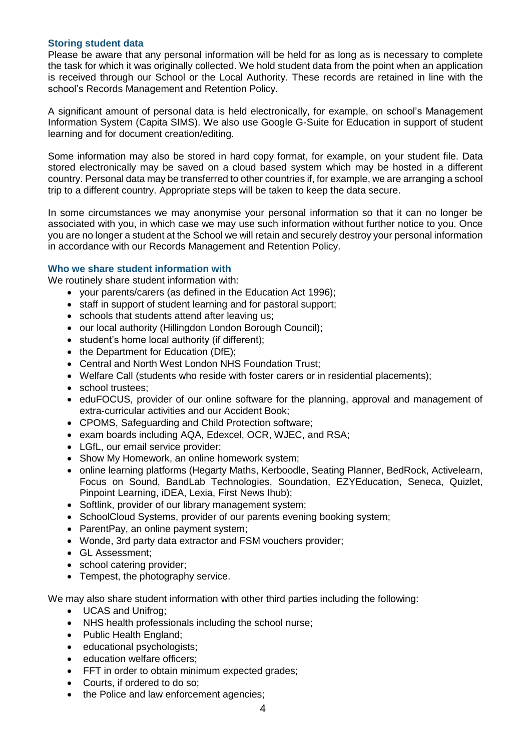### Storing student data

Please be aware that any personal information will be held for as long as is necessary to complete the task for which it was originally collected. We hold student data from the point when an application is received through our School or the Local Authority. These records are retained in line with the school's Records Management and Retention Policy.

A significant amount of personal data is held electronically, for example, on school's Management Information System (Capita SIMS). We also use Google G-Suite for Education in support of student learning and for document creation/editing.

Some information may also be stored in hard copy format, for example, on your student file. Data stored electronically may be saved on a cloud based system which may be hosted in a different country. Personal data may be transferred to other countries if, for example, we are arranging a school trip to a different country. Appropriate steps will be taken to keep the data secure.

In some circumstances we may anonymise your personal information so that it can no longer be associated with you, in which case we may use such information without further notice to you. Once you are no longer a student at the School we will retain and securely destroy your personal information in accordance with our Records Management and Retention Policy.

### Who we share student information with

We routinely share student information with:

- your parents/carers (as defined in the Education Act 1996);
- staff in support of student learning and for pastoral support;
- schools that students attend after leaving us;
- our local authority (Hillingdon London Borough Council);
- student's home local authority (if different);
- the Department for Education (DfE);
- Central and North West London NHS Foundation Trust;
- Welfare Call (students who reside with foster carers or in residential placements);
- school trustees;
- eduFOCUS, provider of our online software for the planning, approval and management of extra-curricular activities and our Accident Book;
- CPOMS, Safeguarding and Child Protection software;
- exam boards including AQA, Edexcel, OCR, WJEC, and RSA;
- LGfL, our email service provider;
- Show My Homework, an online homework system;
- online learning platforms (Hegarty Maths, Kerboodle, Seating Planner, BedRock, Activelearn, Focus on Sound, BandLab Technologies, Soundation, EZYEducation, Seneca, Quizlet, Pinpoint Learning, iDEA, Lexia, First News Ihub);
- Softlink, provider of our library management system;
- SchoolCloud Systems, provider of our parents evening booking system;
- ParentPay, an online payment system;
- Wonde, 3rd party data extractor and FSM vouchers provider;
- GL Assessment;
- school catering provider;
- Tempest, the photography service.

We may also share student information with other third parties including the following:

- UCAS and Unifrog;
- NHS health professionals including the school nurse;
- Public Health England;
- educational psychologists;
- education welfare officers;
- FFT in order to obtain minimum expected grades;
- Courts, if ordered to do so;
- the Police and law enforcement agencies;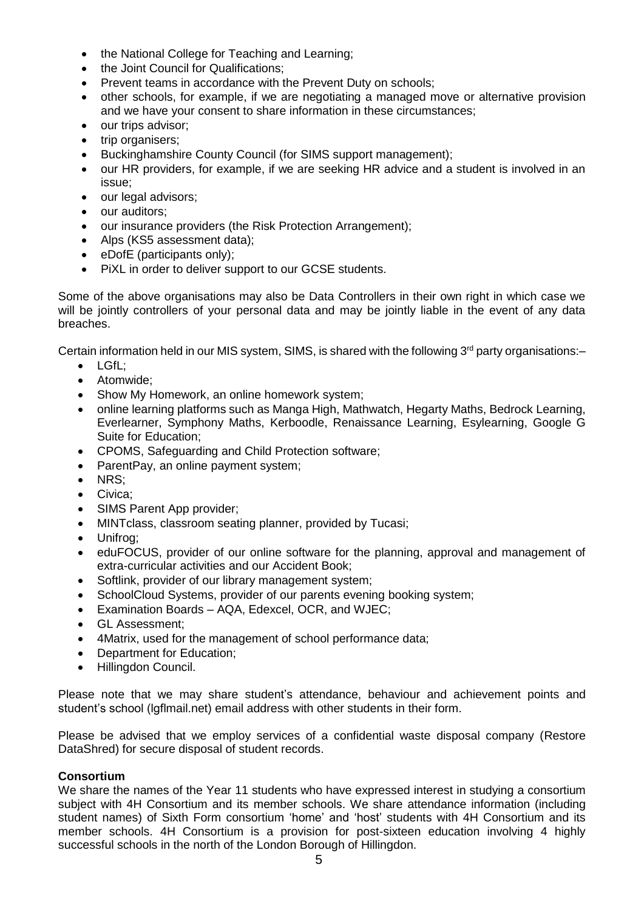- the National College for Teaching and Learning;
- the Joint Council for Qualifications;
- Prevent teams in accordance with the Prevent Duty on schools;
- other schools, for example, if we are negotiating a managed move or alternative provision and we have your consent to share information in these circumstances;
- our trips advisor;
- trip organisers;
- Buckinghamshire County Council (for SIMS support management);
- our HR providers, for example, if we are seeking HR advice and a student is involved in an issue;
- our legal advisors;
- our auditors;
- our insurance providers (the Risk Protection Arrangement);
- Alps (KS5 assessment data);
- eDofE (participants only);
- PiXL in order to deliver support to our GCSE students.

Some of the above organisations may also be Data Controllers in their own right in which case we will be jointly controllers of your personal data and may be jointly liable in the event of any data breaches.

Certain information held in our MIS system, SIMS, is shared with the following 3rd party organisations:–

- LGfL;
- Atomwide;
- Show My Homework, an online homework system;
- online learning platforms such as Manga High, Mathwatch, Hegarty Maths, Bedrock Learning, Everlearner, Symphony Maths, Kerboodle, Renaissance Learning, Esylearning, Google G Suite for Education;
- CPOMS, Safeguarding and Child Protection software;
- ParentPay, an online payment system;
- NRS;
- Civica;
- SIMS Parent App provider;
- MINTclass, classroom seating planner, provided by Tucasi;
- Unifrog;
- eduFOCUS, provider of our online software for the planning, approval and management of extra-curricular activities and our Accident Book;
- Softlink, provider of our library management system;
- SchoolCloud Systems, provider of our parents evening booking system;
- Examination Boards – AQA, Edexcel, OCR, and WJEC;
- GL Assessment;
- 4Matrix, used for the management of school performance data;
- Department for Education;
- Hillingdon Council.

Please note that we may share student's attendance, behaviour and achievement points and student's school (lgflmail.net) email address with other students in their form.

Please be advised that we employ services of a confidential waste disposal company (Restore DataShred) for secure disposal of student records.

**Consortium**

We share the names of the Year 11 students who have expressed interest in studying a consortium subject with 4H Consortium and its member schools. We share attendance information (including student names) of Sixth Form consortium 'home' and 'host' students with 4H Consortium and its member schools. 4H Consortium is a provision for post-sixteen education involving 4 highly successful schools in the north of the London Borough of Hillingdon.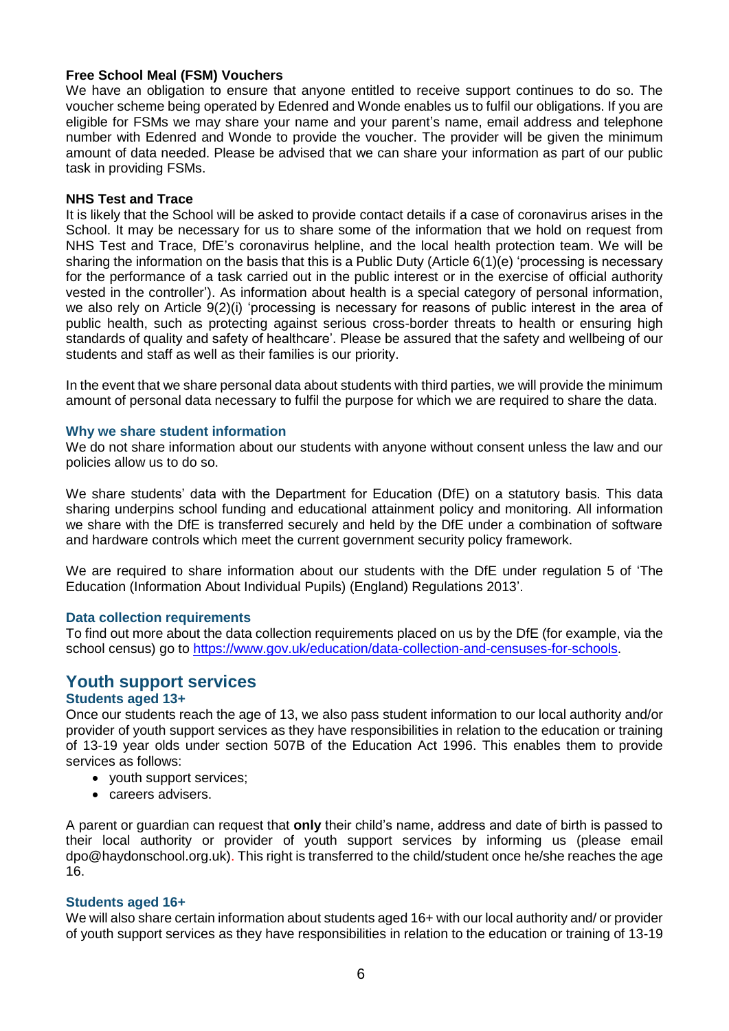**Free School Meal (FSM) Vouchers**

We have an obligation to ensure that anyone entitled to receive support continues to do so. The voucher scheme being operated by Edenred and Wonde enables us to fulfil our obligations. If you are eligible for FSMs we may share your name and your parent's name, email address and telephone number with Edenred and Wonde to provide the voucher. The provider will be given the minimum amount of data needed. Please be advised that we can share your information as part of our public task in providing FSMs.

**NHS Test and Trace**

It is likely that the School will be asked to provide contact details if a case of coronavirus arises in the School. It may be necessary for us to share some of the information that we hold on request from NHS Test and Trace, DfE's coronavirus helpline, and the local health protection team. We will be sharing the information on the basis that this is a Public Duty (Article 6(1)(e) 'processing is necessary for the performance of a task carried out in the public interest or in the exercise of official authority vested in the controller'). As information about health is a special category of personal information, we also rely on Article 9(2)(i) 'processing is necessary for reasons of public interest in the area of public health, such as protecting against serious cross-border threats to health or ensuring high standards of quality and safety of healthcare'. Please be assured that the safety and wellbeing of our students and staff as well as their families is our priority.

In the event that we share personal data about students with third parties, we will provide the minimum amount of personal data necessary to fulfil the purpose for which we are required to share the data.

### Why we share student information

We do not share information about our students with anyone without consent unless the law and our policies allow us to do so.

We share students' data with the Department for Education (DfE) on a statutory basis. This data sharing underpins school funding and educational attainment policy and monitoring. All information we share with the DfE is transferred securely and held by the DfE under a combination of software and hardware controls which meet the current government security policy framework.

We are required to share information about our students with the DfE under regulation 5 of 'The Education (Information About Individual Pupils) (England) Regulations 2013'.

### Data collection requirements

To find out more about the data collection requirements placed on us by the DfE (for example, via the school census) go to https://www.gov.uk/education/data-collection-and-censuses-for-schools.

## Youth support services

### Students aged 13+

Once our students reach the age of 13, we also pass student information to our local authority and/or provider of youth support services as they have responsibilities in relation to the education or training of 13-19 year olds under section 507B of the Education Act 1996. This enables them to provide services as follows:

- youth support services;
- careers advisers.

A parent or guardian can request that **only** their child's name, address and date of birth is passed to their local authority or provider of youth support services by informing us (please email dpo@haydonschool.org.uk). This right is transferred to the child/student once he/she reaches the age 16.

### Students aged 16+

We will also share certain information about students aged 16+ with our local authority and/ or provider of youth support services as they have responsibilities in relation to the education or training of 13-19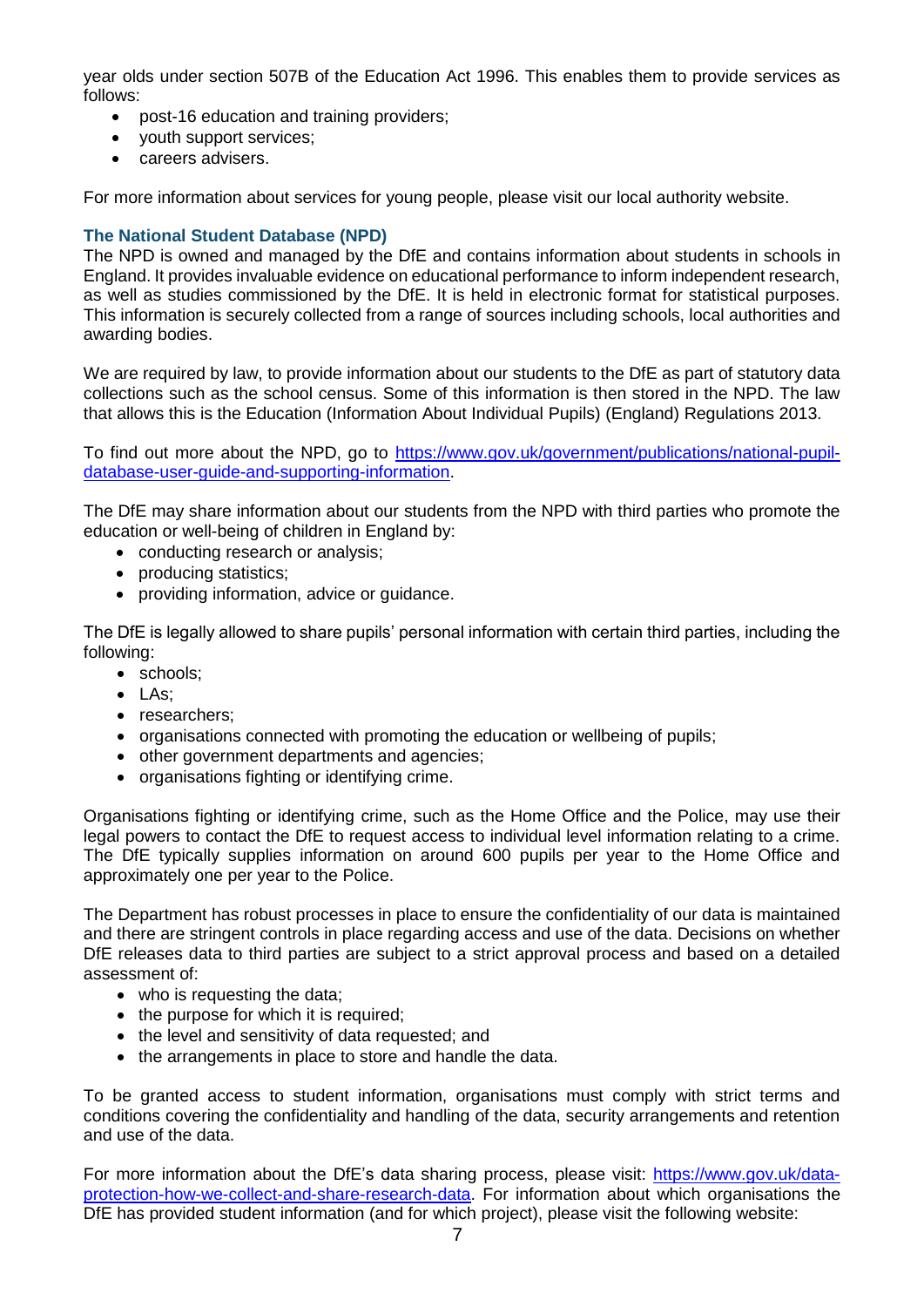year olds under section 507B of the Education Act 1996. This enables them to provide services as follows:

- post-16 education and training providers;
- youth support services;
- careers advisers.

For more information about services for young people, please visit our local authority website.

### The National Student Database (NPD)

The NPD is owned and managed by the DfE and contains information about students in schools in England. It provides invaluable evidence on educational performance to inform independent research, as well as studies commissioned by the DfE. It is held in electronic format for statistical purposes. This information is securely collected from a range of sources including schools, local authorities and awarding bodies.

We are required by law, to provide information about our students to the DfE as part of statutory data collections such as the school census. Some of this information is then stored in the NPD. The law that allows this is the Education (Information About Individual Pupils) (England) Regulations 2013.

To find out more about the NPD, go to https://www.gov.uk/government/publications/national-pupil-database-user-guide-and-supporting-information.

The DfE may share information about our students from the NPD with third parties who promote the education or well-being of children in England by:

- conducting research or analysis;
- producing statistics;
- providing information, advice or guidance.

The DfE is legally allowed to share pupils' personal information with certain third parties, including the following:

- schools;
- LAs;
- researchers;
- organisations connected with promoting the education or wellbeing of pupils;
- other government departments and agencies;
- organisations fighting or identifying crime.

Organisations fighting or identifying crime, such as the Home Office and the Police, may use their legal powers to contact the DfE to request access to individual level information relating to a crime. The DfE typically supplies information on around 600 pupils per year to the Home Office and approximately one per year to the Police.

The Department has robust processes in place to ensure the confidentiality of our data is maintained and there are stringent controls in place regarding access and use of the data. Decisions on whether DfE releases data to third parties are subject to a strict approval process and based on a detailed assessment of:

- who is requesting the data;
- the purpose for which it is required;
- the level and sensitivity of data requested; and
- the arrangements in place to store and handle the data.

To be granted access to student information, organisations must comply with strict terms and conditions covering the confidentiality and handling of the data, security arrangements and retention and use of the data.

For more information about the DfE's data sharing process, please visit: https://www.gov.uk/data-protection-how-we-collect-and-share-research-data. For information about which organisations the DfE has provided student information (and for which project), please visit the following website: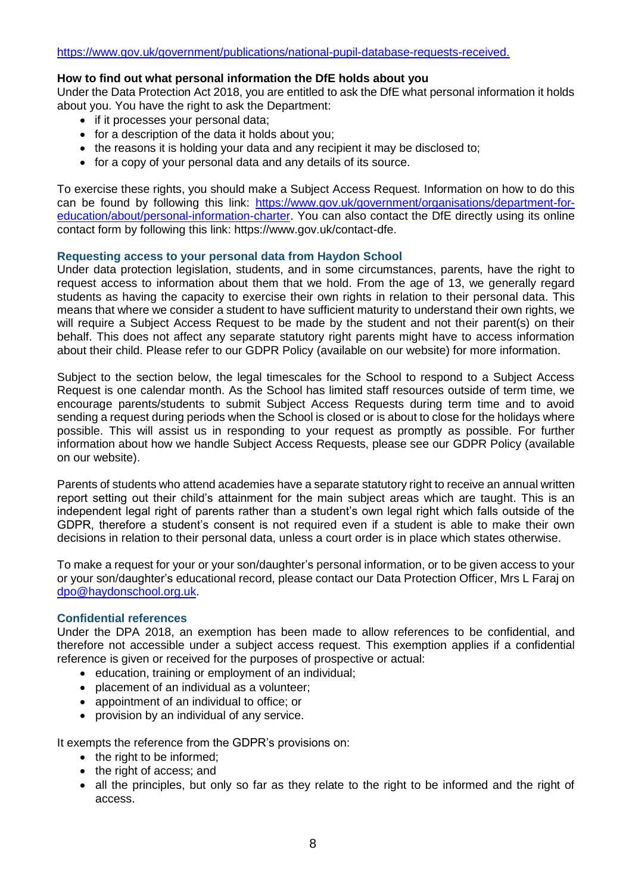https://www.gov.uk/government/publications/national-pupil-database-requests-received.

**How to find out what personal information the DfE holds about you**

Under the Data Protection Act 2018, you are entitled to ask the DfE what personal information it holds about you. You have the right to ask the Department:

- if it processes your personal data;
- for a description of the data it holds about you;
- the reasons it is holding your data and any recipient it may be disclosed to;
- for a copy of your personal data and any details of its source.

To exercise these rights, you should make a Subject Access Request. Information on how to do this can be found by following this link: https://www.gov.uk/government/organisations/department-for-education/about/personal-information-charter. You can also contact the DfE directly using its online contact form by following this link: https://www.gov.uk/contact-dfe.

### Requesting access to your personal data from Haydon School

Under data protection legislation, students, and in some circumstances, parents, have the right to request access to information about them that we hold. From the age of 13, we generally regard students as having the capacity to exercise their own rights in relation to their personal data. This means that where we consider a student to have sufficient maturity to understand their own rights, we will require a Subject Access Request to be made by the student and not their parent(s) on their behalf. This does not affect any separate statutory right parents might have to access information about their child. Please refer to our GDPR Policy (available on our website) for more information.

Subject to the section below, the legal timescales for the School to respond to a Subject Access Request is one calendar month. As the School has limited staff resources outside of term time, we encourage parents/students to submit Subject Access Requests during term time and to avoid sending a request during periods when the School is closed or is about to close for the holidays where possible. This will assist us in responding to your request as promptly as possible. For further information about how we handle Subject Access Requests, please see our GDPR Policy (available on our website).

Parents of students who attend academies have a separate statutory right to receive an annual written report setting out their child's attainment for the main subject areas which are taught. This is an independent legal right of parents rather than a student's own legal right which falls outside of the GDPR, therefore a student's consent is not required even if a student is able to make their own decisions in relation to their personal data, unless a court order is in place which states otherwise.

To make a request for your or your son/daughter's personal information, or to be given access to your or your son/daughter's educational record, please contact our Data Protection Officer, Mrs L Faraj on dpo@haydonschool.org.uk.

### Confidential references

Under the DPA 2018, an exemption has been made to allow references to be confidential, and therefore not accessible under a subject access request. This exemption applies if a confidential reference is given or received for the purposes of prospective or actual:

- education, training or employment of an individual;
- placement of an individual as a volunteer;
- appointment of an individual to office; or
- provision by an individual of any service.

It exempts the reference from the GDPR's provisions on:

- the right to be informed;
- the right of access; and
- all the principles, but only so far as they relate to the right to be informed and the right of access.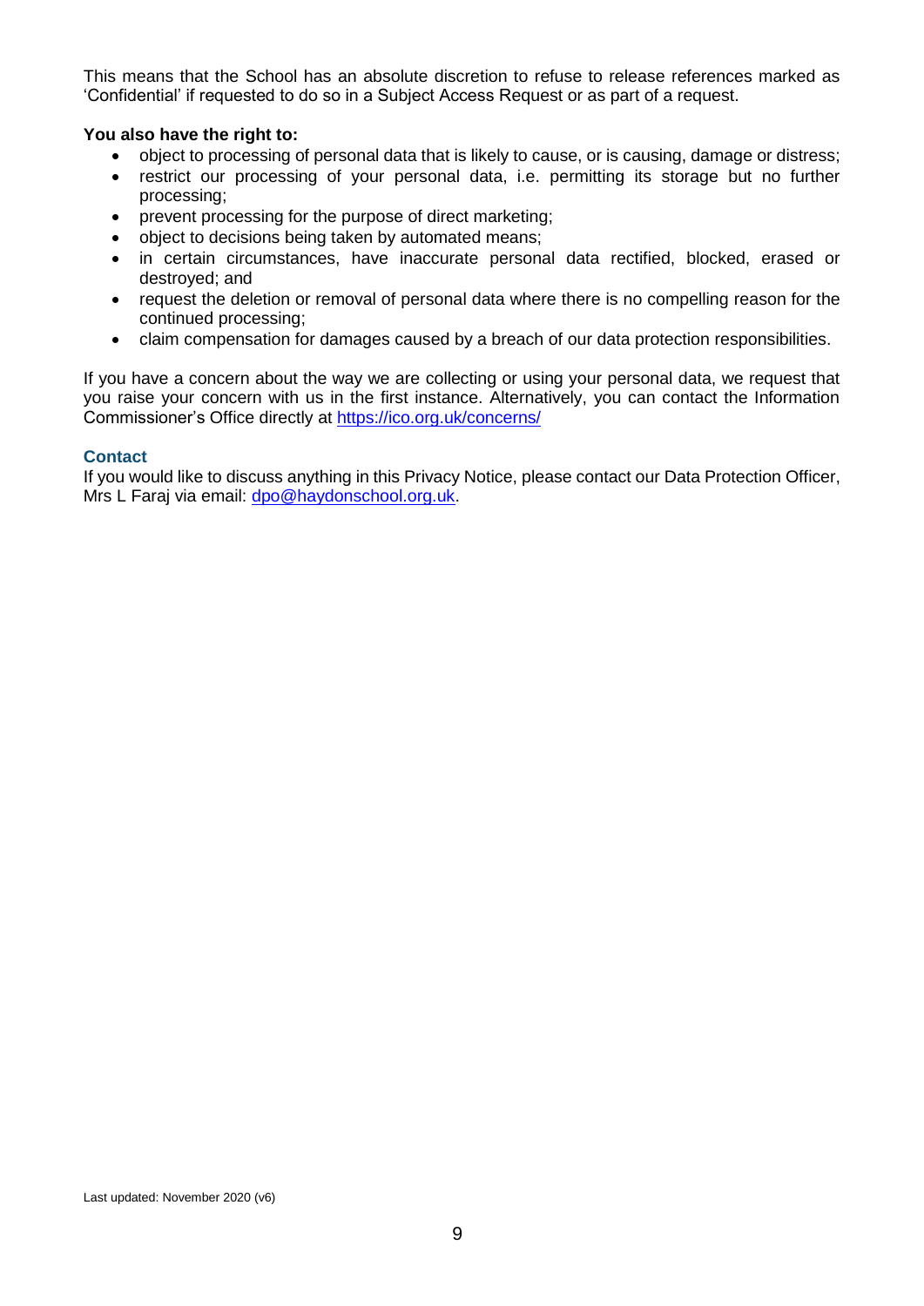This means that the School has an absolute discretion to refuse to release references marked as 'Confidential' if requested to do so in a Subject Access Request or as part of a request.

**You also have the right to:**

- object to processing of personal data that is likely to cause, or is causing, damage or distress;
- restrict our processing of your personal data, i.e. permitting its storage but no further processing;
- prevent processing for the purpose of direct marketing;
- object to decisions being taken by automated means;
- in certain circumstances, have inaccurate personal data rectified, blocked, erased or destroyed; and
- request the deletion or removal of personal data where there is no compelling reason for the continued processing;
- claim compensation for damages caused by a breach of our data protection responsibilities.

If you have a concern about the way we are collecting or using your personal data, we request that you raise your concern with us in the first instance. Alternatively, you can contact the Information Commissioner's Office directly at https://ico.org.uk/concerns/

### Contact

If you would like to discuss anything in this Privacy Notice, please contact our Data Protection Officer, Mrs L Faraj via email: dpo@haydonschool.org.uk.

Last updated: November 2020 (v6)